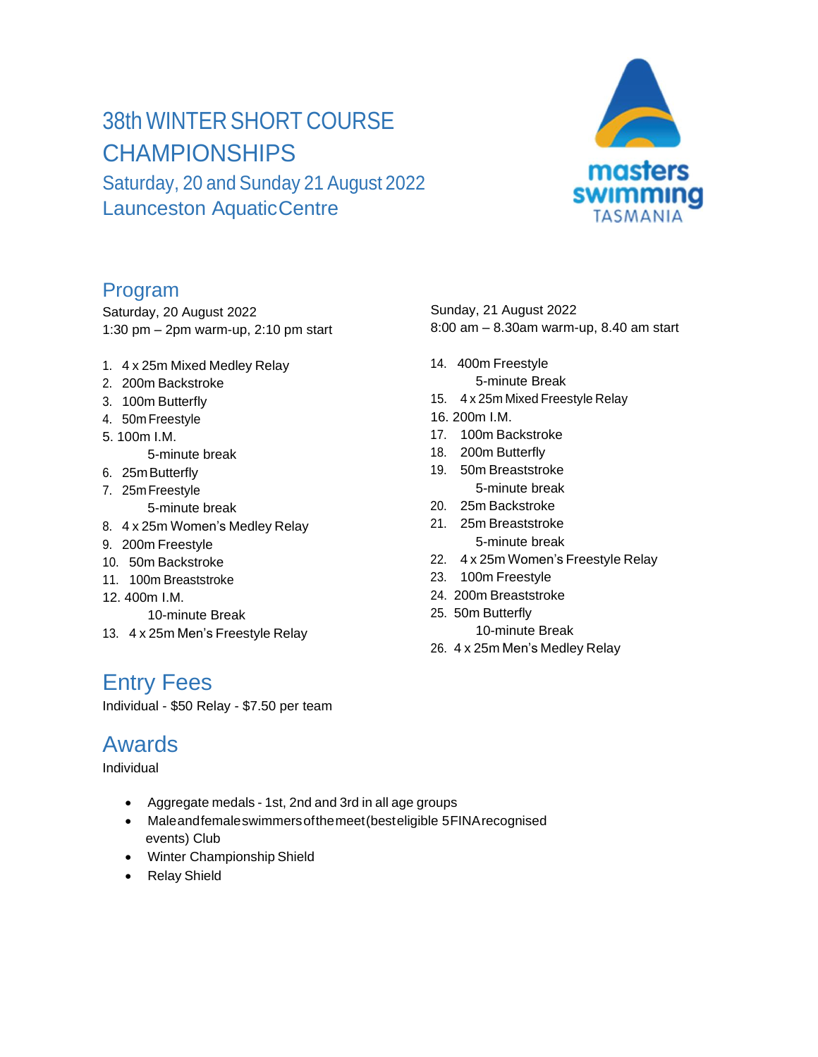# 38th WINTER SHORT COURSE CHAMPIONSHIPS

Saturday, 20 and Sunday 21 August 2022
Launceston Aquatic Centre

masters swimming TASMANIA

## Program

Saturday, 20 August 2022
1:30 pm – 2pm warm-up, 2:10 pm start

1. 4 x 25m Mixed Medley Relay
2. 200m Backstroke
3. 100m Butterfly
4. 50m Freestyle
5. 100m I.M.
   5-minute break
6. 25m Butterfly
7. 25m Freestyle
   5-minute break
8. 4 x 25m Women's Medley Relay
9. 200m Freestyle
10. 50m Backstroke
11. 100m Breaststroke
12. 400m I.M.
    10-minute Break
13. 4 x 25m Men's Freestyle Relay

Sunday, 21 August 2022
8:00 am – 8.30am warm-up, 8.40 am start

14. 400m Freestyle
    5-minute Break
15. 4 x 25m Mixed Freestyle Relay
16. 200m I.M.
17. 100m Backstroke
18. 200m Butterfly
19. 50m Breaststroke
    5-minute break
20. 25m Backstroke
21. 25m Breaststroke
    5-minute break
22. 4 x 25m Women's Freestyle Relay
23. 100m Freestyle
24. 200m Breaststroke
25. 50m Butterfly
    10-minute Break
26. 4 x 25m Men's Medley Relay

## Entry Fees

Individual - $50 Relay - $7.50 per team

## Awards

Individual

- Aggregate medals - 1st, 2nd and 3rd in all age groups
- Male and female swimmers of the meet (best eligible 5 FINA recognised events) Club
- Winter Championship Shield
- Relay Shield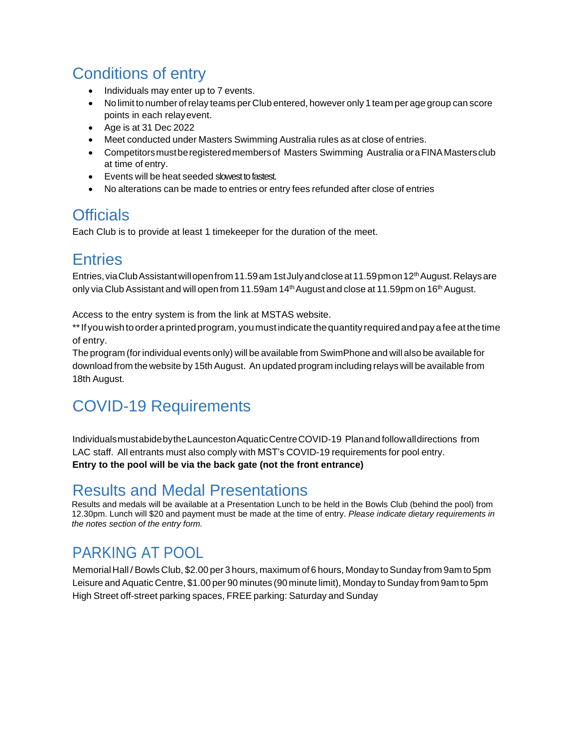## Conditions of entry

- Individuals may enter up to 7 events.
- No limit to number of relay teams per Club entered, however only 1 team per age group can score points in each relay event.
- Age is at 31 Dec 2022
- Meet conducted under Masters Swimming Australia rules as at close of entries.
- Competitors must be registered members of Masters Swimming Australia or a FINA Masters club at time of entry.
- Events will be heat seeded slowest to fastest.
- No alterations can be made to entries or entry fees refunded after close of entries

## Officials

Each Club is to provide at least 1 timekeeper for the duration of the meet.

## Entries

Entries, via Club Assistant will open from 11.59 am 1st July and close at 11.59 pm on 12th August. Relays are only via Club Assistant and will open from 11.59am 14th August and close at 11.59pm on 16th August.

Access to the entry system is from the link at MSTAS website.
** If you wish to order a printed program, you must indicate the quantity required and pay a fee at the time of entry.
The program (for individual events only) will be available from SwimPhone and will also be available for download from the website by 15th August. An updated program including relays will be available from 18th August.

## COVID-19 Requirements

Individuals must abide by the Launceston Aquatic Centre COVID-19 Plan and follow all directions from LAC staff. All entrants must also comply with MST's COVID-19 requirements for pool entry.
**Entry to the pool will be via the back gate (not the front entrance)**

## Results and Medal Presentations

Results and medals will be available at a Presentation Lunch to be held in the Bowls Club (behind the pool) from 12.30pm. Lunch will $20 and payment must be made at the time of entry. *Please indicate dietary requirements in the notes section of the entry form.*

## PARKING AT POOL

Memorial Hall / Bowls Club, $2.00 per 3 hours, maximum of 6 hours, Monday to Sunday from 9am to 5pm
Leisure and Aquatic Centre, $1.00 per 90 minutes (90 minute limit), Monday to Sunday from 9am to 5pm
High Street off-street parking spaces, FREE parking: Saturday and Sunday